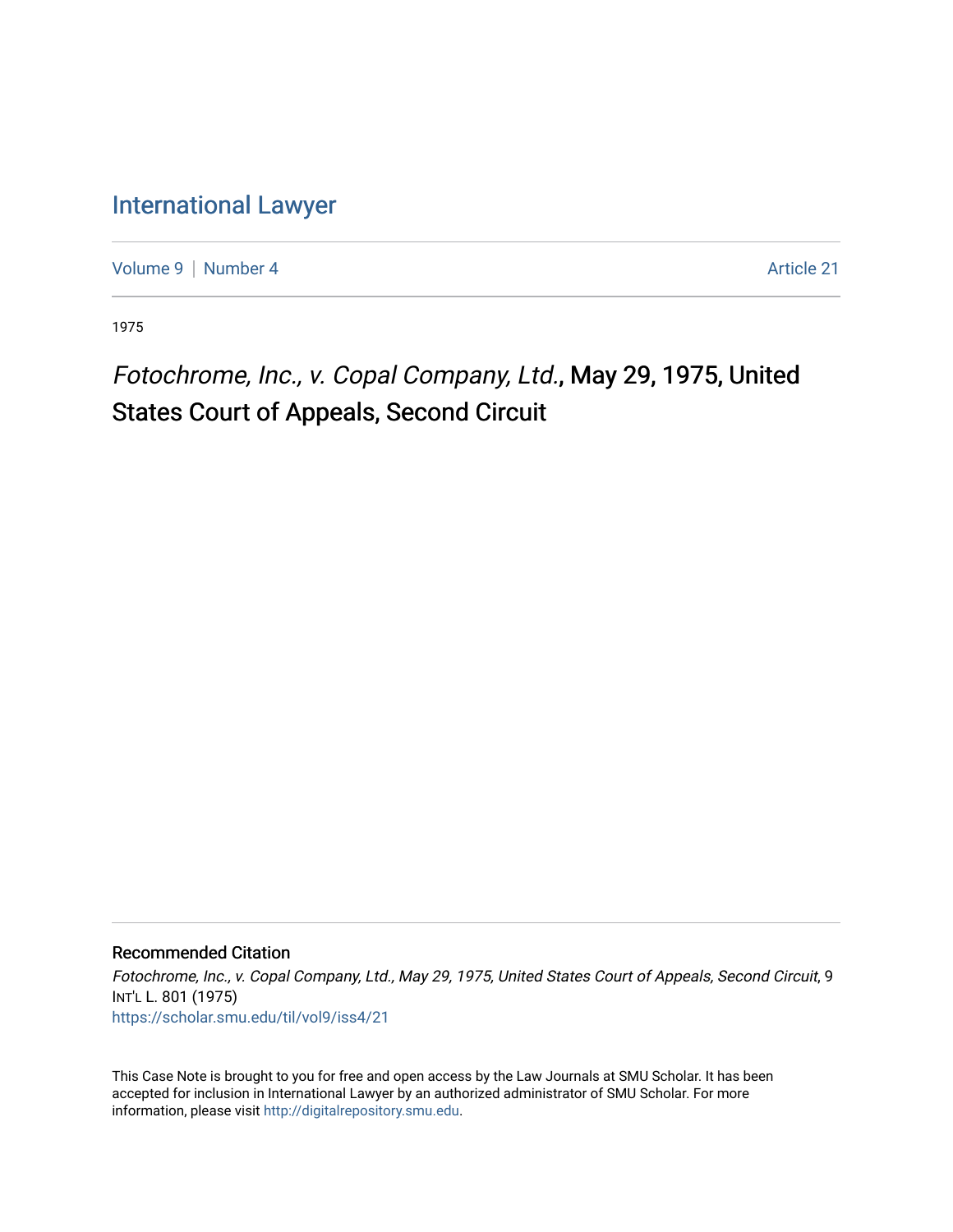# International Lawyer

Volume 9 | Number 4 Article 21

1975

# *Fotochrome, Inc., v. Copal Company, Ltd.*, May 29, 1975, United States Court of Appeals, Second Circuit

## Recommended Citation

*Fotochrome, Inc., v. Copal Company, Ltd., May 29, 1975, United States Court of Appeals, Second Circuit*, 9 INT'L L. 801 (1975)

https://scholar.smu.edu/til/vol9/iss4/21

This Case Note is brought to you for free and open access by the Law Journals at SMU Scholar. It has been accepted for inclusion in International Lawyer by an authorized administrator of SMU Scholar. For more information, please visit http://digitalrepository.smu.edu.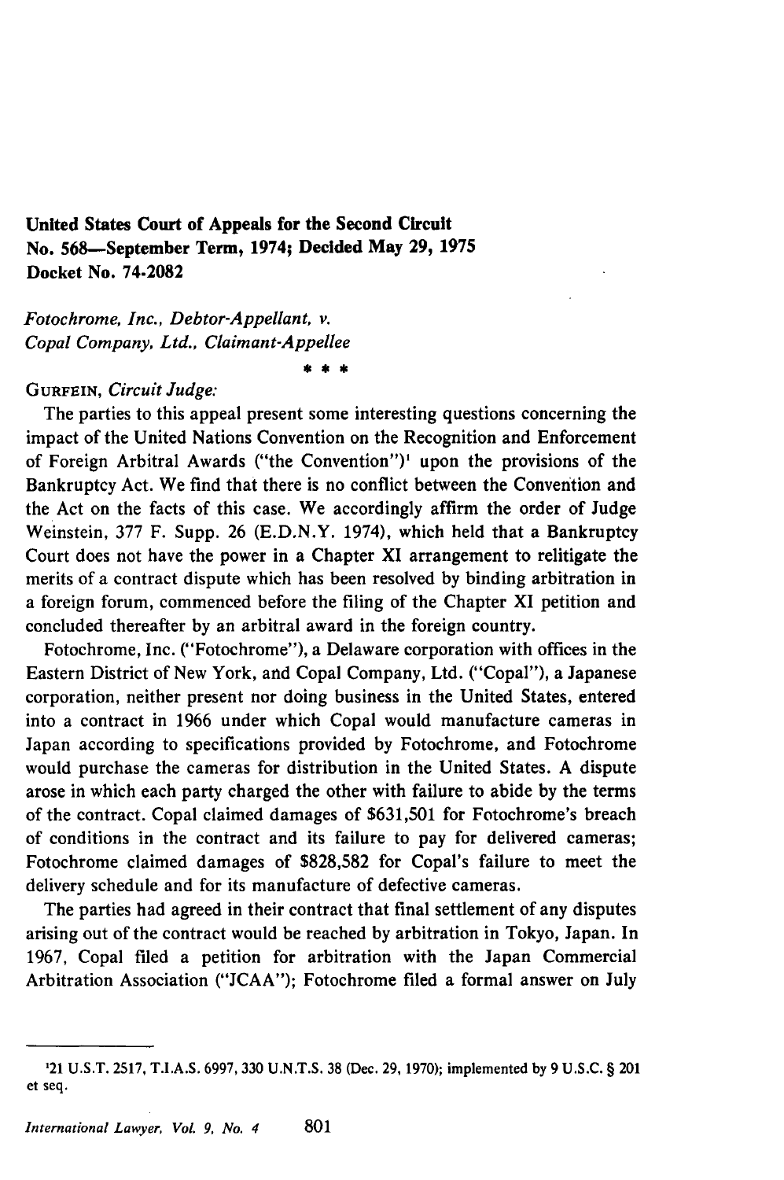**United States Court of Appeals for the Second Circuit**
**No. 568—September Term, 1974; Decided May 29, 1975**
**Docket No. 74-2082**

*Fotochrome, Inc., Debtor-Appellant, v.*
*Copal Company, Ltd., Claimant-Appellee*

\* \* \*

GURFEIN, *Circuit Judge:*

The parties to this appeal present some interesting questions concerning the impact of the United Nations Convention on the Recognition and Enforcement of Foreign Arbitral Awards ("the Convention")[1] upon the provisions of the Bankruptcy Act. We find that there is no conflict between the Convention and the Act on the facts of this case. We accordingly affirm the order of Judge Weinstein, 377 F. Supp. 26 (E.D.N.Y. 1974), which held that a Bankruptcy Court does not have the power in a Chapter XI arrangement to relitigate the merits of a contract dispute which has been resolved by binding arbitration in a foreign forum, commenced before the filing of the Chapter XI petition and concluded thereafter by an arbitral award in the foreign country.

Fotochrome, Inc. ("Fotochrome"), a Delaware corporation with offices in the Eastern District of New York, and Copal Company, Ltd. ("Copal"), a Japanese corporation, neither present nor doing business in the United States, entered into a contract in 1966 under which Copal would manufacture cameras in Japan according to specifications provided by Fotochrome, and Fotochrome would purchase the cameras for distribution in the United States. A dispute arose in which each party charged the other with failure to abide by the terms of the contract. Copal claimed damages of $631,501 for Fotochrome's breach of conditions in the contract and its failure to pay for delivered cameras; Fotochrome claimed damages of $828,582 for Copal's failure to meet the delivery schedule and for its manufacture of defective cameras.

The parties had agreed in their contract that final settlement of any disputes arising out of the contract would be reached by arbitration in Tokyo, Japan. In 1967, Copal filed a petition for arbitration with the Japan Commercial Arbitration Association ("JCAA"); Fotochrome filed a formal answer on July

---

[1] 21 U.S.T. 2517, T.I.A.S. 6997, 330 U.N.T.S. 38 (Dec. 29, 1970); implemented by 9 U.S.C. § 201 et seq.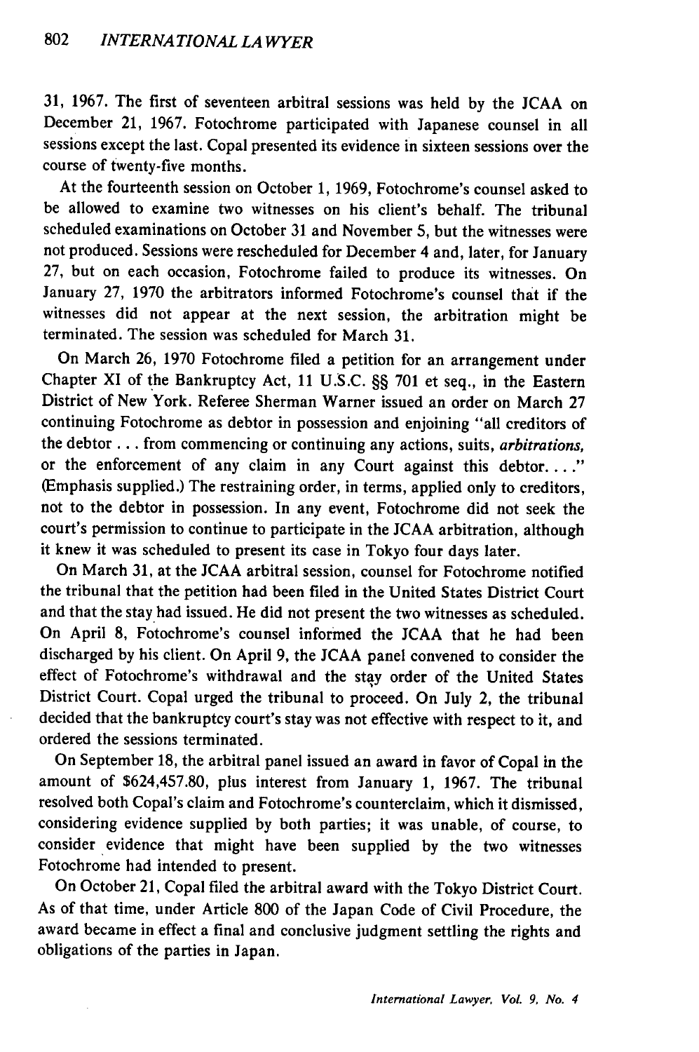31, 1967. The first of seventeen arbitral sessions was held by the JCAA on December 21, 1967. Fotochrome participated with Japanese counsel in all sessions except the last. Copal presented its evidence in sixteen sessions over the course of twenty-five months.

At the fourteenth session on October 1, 1969, Fotochrome's counsel asked to be allowed to examine two witnesses on his client's behalf. The tribunal scheduled examinations on October 31 and November 5, but the witnesses were not produced. Sessions were rescheduled for December 4 and, later, for January 27, but on each occasion, Fotochrome failed to produce its witnesses. On January 27, 1970 the arbitrators informed Fotochrome's counsel that if the witnesses did not appear at the next session, the arbitration might be terminated. The session was scheduled for March 31.

On March 26, 1970 Fotochrome filed a petition for an arrangement under Chapter XI of the Bankruptcy Act, 11 U.S.C. §§ 701 et seq., in the Eastern District of New York. Referee Sherman Warner issued an order on March 27 continuing Fotochrome as debtor in possession and enjoining "all creditors of the debtor . . . from commencing or continuing any actions, suits, *arbitrations,* or the enforcement of any claim in any Court against this debtor. . . ." (Emphasis supplied.) The restraining order, in terms, applied only to creditors, not to the debtor in possession. In any event, Fotochrome did not seek the court's permission to continue to participate in the JCAA arbitration, although it knew it was scheduled to present its case in Tokyo four days later.

On March 31, at the JCAA arbitral session, counsel for Fotochrome notified the tribunal that the petition had been filed in the United States District Court and that the stay had issued. He did not present the two witnesses as scheduled. On April 8, Fotochrome's counsel informed the JCAA that he had been discharged by his client. On April 9, the JCAA panel convened to consider the effect of Fotochrome's withdrawal and the stay order of the United States District Court. Copal urged the tribunal to proceed. On July 2, the tribunal decided that the bankruptcy court's stay was not effective with respect to it, and ordered the sessions terminated.

On September 18, the arbitral panel issued an award in favor of Copal in the amount of $624,457.80, plus interest from January 1, 1967. The tribunal resolved both Copal's claim and Fotochrome's counterclaim, which it dismissed, considering evidence supplied by both parties; it was unable, of course, to consider evidence that might have been supplied by the two witnesses Fotochrome had intended to present.

On October 21, Copal filed the arbitral award with the Tokyo District Court. As of that time, under Article 800 of the Japan Code of Civil Procedure, the award became in effect a final and conclusive judgment settling the rights and obligations of the parties in Japan.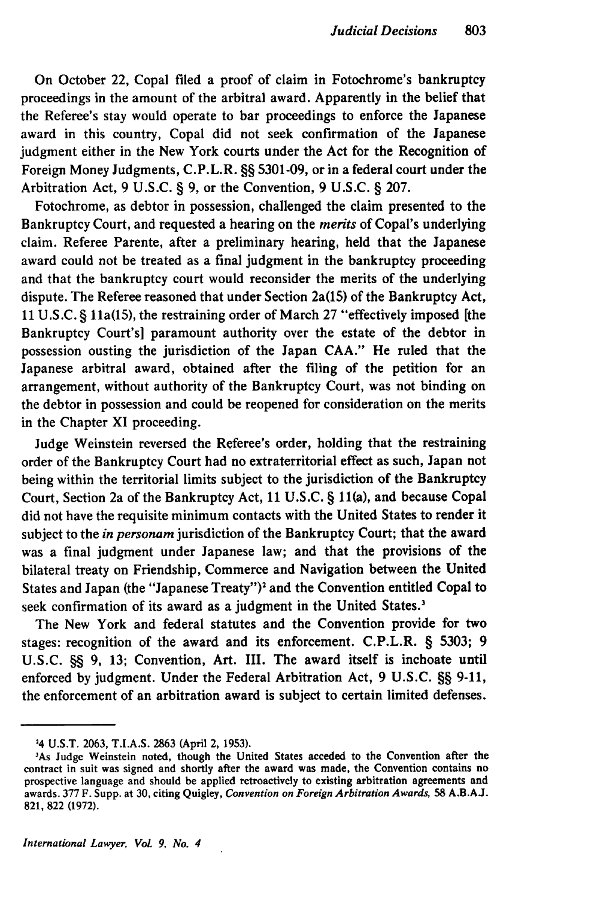On October 22, Copal filed a proof of claim in Fotochrome's bankruptcy proceedings in the amount of the arbitral award. Apparently in the belief that the Referee's stay would operate to bar proceedings to enforce the Japanese award in this country, Copal did not seek confirmation of the Japanese judgment either in the New York courts under the Act for the Recognition of Foreign Money Judgments, C.P.L.R. §§ 5301-09, or in a federal court under the Arbitration Act, 9 U.S.C. § 9, or the Convention, 9 U.S.C. § 207.

Fotochrome, as debtor in possession, challenged the claim presented to the Bankruptcy Court, and requested a hearing on the *merits* of Copal's underlying claim. Referee Parente, after a preliminary hearing, held that the Japanese award could not be treated as a final judgment in the bankruptcy proceeding and that the bankruptcy court would reconsider the merits of the underlying dispute. The Referee reasoned that under Section 2a(15) of the Bankruptcy Act, 11 U.S.C. § 11a(15), the restraining order of March 27 "effectively imposed [the Bankruptcy Court's] paramount authority over the estate of the debtor in possession ousting the jurisdiction of the Japan CAA." He ruled that the Japanese arbitral award, obtained after the filing of the petition for an arrangement, without authority of the Bankruptcy Court, was not binding on the debtor in possession and could be reopened for consideration on the merits in the Chapter XI proceeding.

Judge Weinstein reversed the Referee's order, holding that the restraining order of the Bankruptcy Court had no extraterritorial effect as such, Japan not being within the territorial limits subject to the jurisdiction of the Bankruptcy Court, Section 2a of the Bankruptcy Act, 11 U.S.C. § 11(a), and because Copal did not have the requisite minimum contacts with the United States to render it subject to the *in personam* jurisdiction of the Bankruptcy Court; that the award was a final judgment under Japanese law; and that the provisions of the bilateral treaty on Friendship, Commerce and Navigation between the United States and Japan (the "Japanese Treaty")[2] and the Convention entitled Copal to seek confirmation of its award as a judgment in the United States.[3]

The New York and federal statutes and the Convention provide for two stages: recognition of the award and its enforcement. C.P.L.R. § 5303; 9 U.S.C. §§ 9, 13; Convention, Art. III. The award itself is inchoate until enforced by judgment. Under the Federal Arbitration Act, 9 U.S.C. §§ 9-11, the enforcement of an arbitration award is subject to certain limited defenses.

---

[2] 4 U.S.T. 2063, T.I.A.S. 2863 (April 2, 1953).

[3] As Judge Weinstein noted, though the United States acceded to the Convention after the contract in suit was signed and shortly after the award was made, the Convention contains no prospective language and should be applied retroactively to existing arbitration agreements and awards. 377 F. Supp. at 30, citing Quigley, *Convention on Foreign Arbitration Awards*, 58 A.B.A.J. 821, 822 (1972).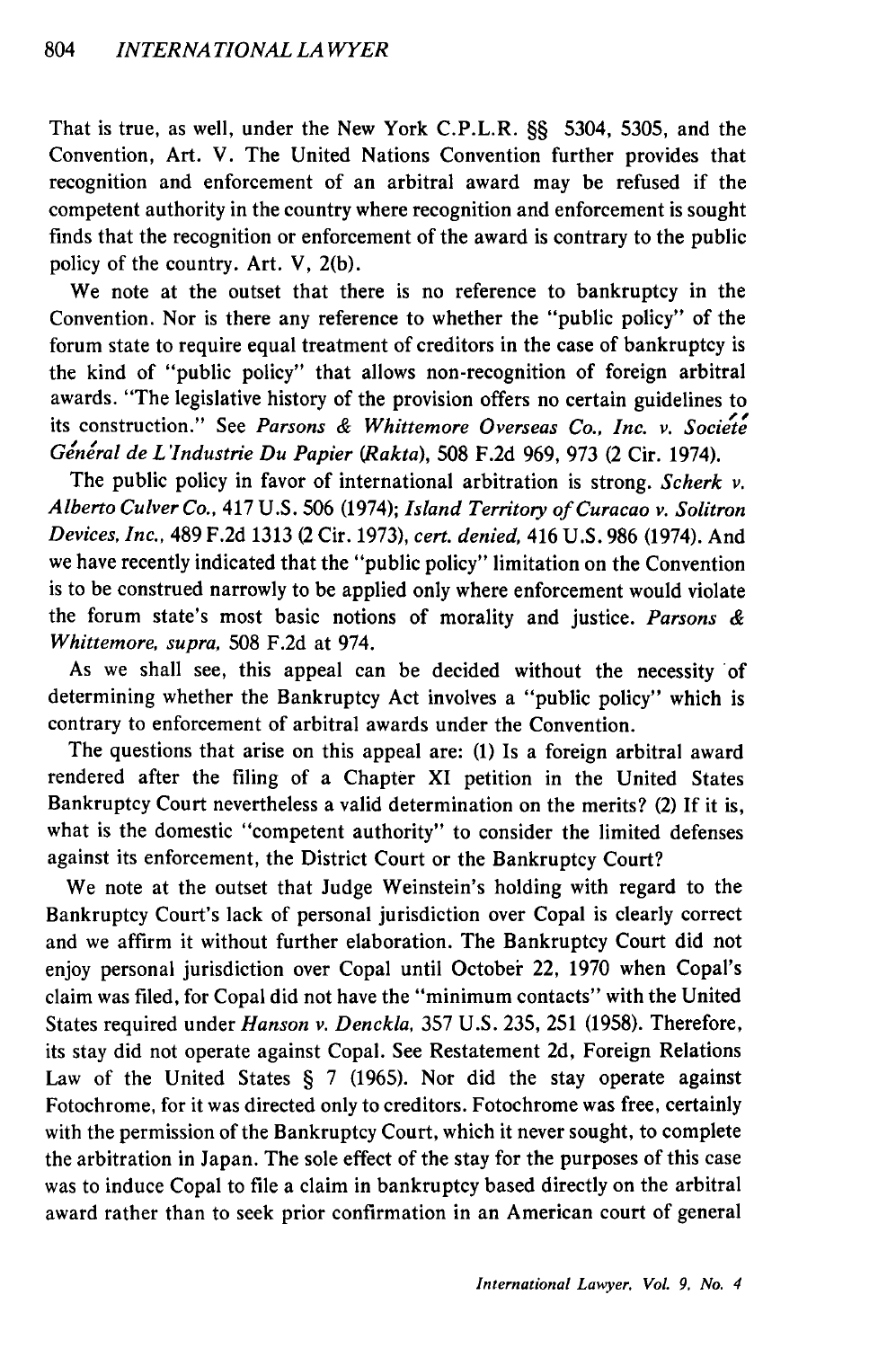That is true, as well, under the New York C.P.L.R. §§ 5304, 5305, and the Convention, Art. V. The United Nations Convention further provides that recognition and enforcement of an arbitral award may be refused if the competent authority in the country where recognition and enforcement is sought finds that the recognition or enforcement of the award is contrary to the public policy of the country. Art. V, 2(b).

We note at the outset that there is no reference to bankruptcy in the Convention. Nor is there any reference to whether the "public policy" of the forum state to require equal treatment of creditors in the case of bankruptcy is the kind of "public policy" that allows non-recognition of foreign arbitral awards. "The legislative history of the provision offers no certain guidelines to its construction." See *Parsons & Whittemore Overseas Co., Inc. v. Société Général de L'Industrie Du Papier (Rakta)*, 508 F.2d 969, 973 (2 Cir. 1974).

The public policy in favor of international arbitration is strong. *Scherk v. Alberto Culver Co.*, 417 U.S. 506 (1974); *Island Territory of Curacao v. Solitron Devices, Inc.*, 489 F.2d 1313 (2 Cir. 1973), *cert. denied*, 416 U.S. 986 (1974). And we have recently indicated that the "public policy" limitation on the Convention is to be construed narrowly to be applied only where enforcement would violate the forum state's most basic notions of morality and justice. *Parsons & Whittemore, supra*, 508 F.2d at 974.

As we shall see, this appeal can be decided without the necessity of determining whether the Bankruptcy Act involves a "public policy" which is contrary to enforcement of arbitral awards under the Convention.

The questions that arise on this appeal are: (1) Is a foreign arbitral award rendered after the filing of a Chapter XI petition in the United States Bankruptcy Court nevertheless a valid determination on the merits? (2) If it is, what is the domestic "competent authority" to consider the limited defenses against its enforcement, the District Court or the Bankruptcy Court?

We note at the outset that Judge Weinstein's holding with regard to the Bankruptcy Court's lack of personal jurisdiction over Copal is clearly correct and we affirm it without further elaboration. The Bankruptcy Court did not enjoy personal jurisdiction over Copal until October 22, 1970 when Copal's claim was filed, for Copal did not have the "minimum contacts" with the United States required under *Hanson v. Denckla*, 357 U.S. 235, 251 (1958). Therefore, its stay did not operate against Copal. See Restatement 2d, Foreign Relations Law of the United States § 7 (1965). Nor did the stay operate against Fotochrome, for it was directed only to creditors. Fotochrome was free, certainly with the permission of the Bankruptcy Court, which it never sought, to complete the arbitration in Japan. The sole effect of the stay for the purposes of this case was to induce Copal to file a claim in bankruptcy based directly on the arbitral award rather than to seek prior confirmation in an American court of general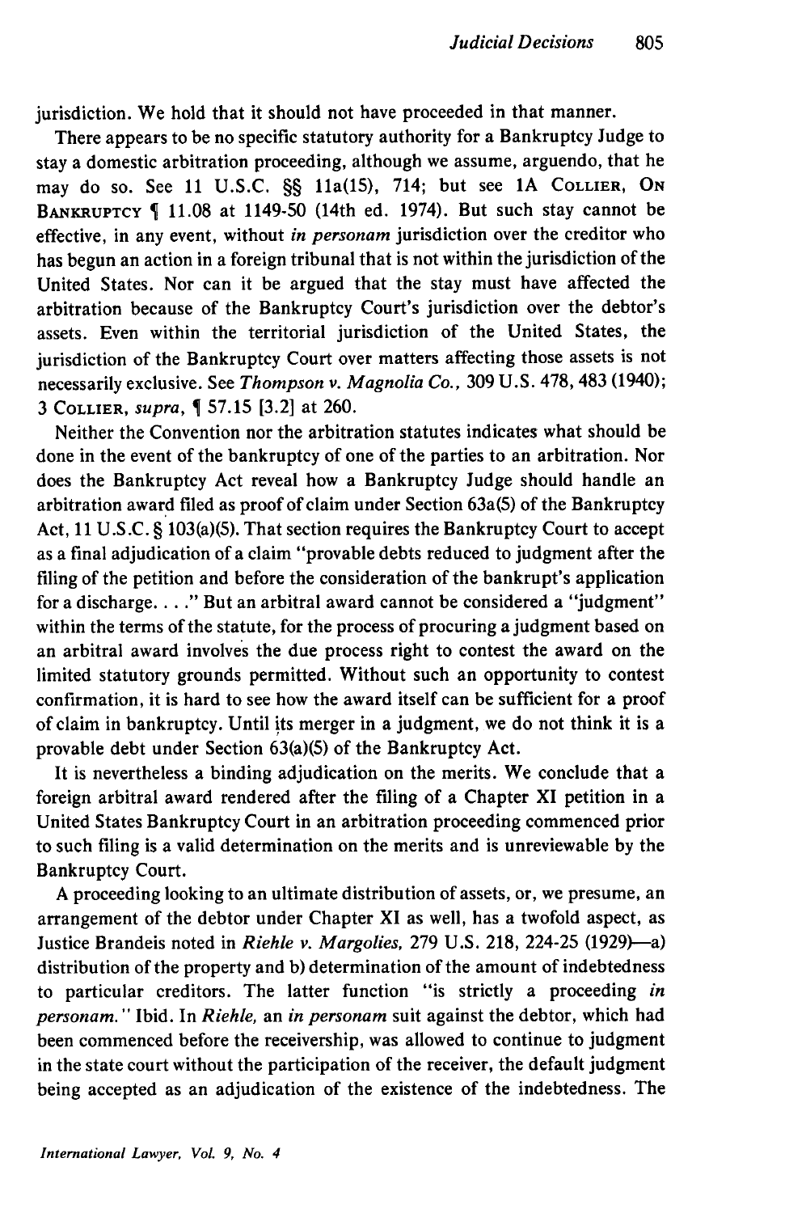jurisdiction. We hold that it should not have proceeded in that manner.

There appears to be no specific statutory authority for a Bankruptcy Judge to stay a domestic arbitration proceeding, although we assume, arguendo, that he may do so. See 11 U.S.C. §§ 11a(15), 714; but see 1A COLLIER, ON BANKRUPTCY ¶ 11.08 at 1149-50 (14th ed. 1974). But such stay cannot be effective, in any event, without *in personam* jurisdiction over the creditor who has begun an action in a foreign tribunal that is not within the jurisdiction of the United States. Nor can it be argued that the stay must have affected the arbitration because of the Bankruptcy Court's jurisdiction over the debtor's assets. Even within the territorial jurisdiction of the United States, the jurisdiction of the Bankruptcy Court over matters affecting those assets is not necessarily exclusive. See *Thompson v. Magnolia Co.*, 309 U.S. 478, 483 (1940); 3 COLLIER, *supra*, ¶ 57.15 [3.2] at 260.

Neither the Convention nor the arbitration statutes indicates what should be done in the event of the bankruptcy of one of the parties to an arbitration. Nor does the Bankruptcy Act reveal how a Bankruptcy Judge should handle an arbitration award filed as proof of claim under Section 63a(5) of the Bankruptcy Act, 11 U.S.C. § 103(a)(5). That section requires the Bankruptcy Court to accept as a final adjudication of a claim "provable debts reduced to judgment after the filing of the petition and before the consideration of the bankrupt's application for a discharge. . . ." But an arbitral award cannot be considered a "judgment" within the terms of the statute, for the process of procuring a judgment based on an arbitral award involves the due process right to contest the award on the limited statutory grounds permitted. Without such an opportunity to contest confirmation, it is hard to see how the award itself can be sufficient for a proof of claim in bankruptcy. Until its merger in a judgment, we do not think it is a provable debt under Section 63(a)(5) of the Bankruptcy Act.

It is nevertheless a binding adjudication on the merits. We conclude that a foreign arbitral award rendered after the filing of a Chapter XI petition in a United States Bankruptcy Court in an arbitration proceeding commenced prior to such filing is a valid determination on the merits and is unreviewable by the Bankruptcy Court.

A proceeding looking to an ultimate distribution of assets, or, we presume, an arrangement of the debtor under Chapter XI as well, has a twofold aspect, as Justice Brandeis noted in *Riehle v. Margolies*, 279 U.S. 218, 224-25 (1929)—a) distribution of the property and b) determination of the amount of indebtedness to particular creditors. The latter function "is strictly a proceeding *in personam*." Ibid. In *Riehle*, an *in personam* suit against the debtor, which had been commenced before the receivership, was allowed to continue to judgment in the state court without the participation of the receiver, the default judgment being accepted as an adjudication of the existence of the indebtedness. The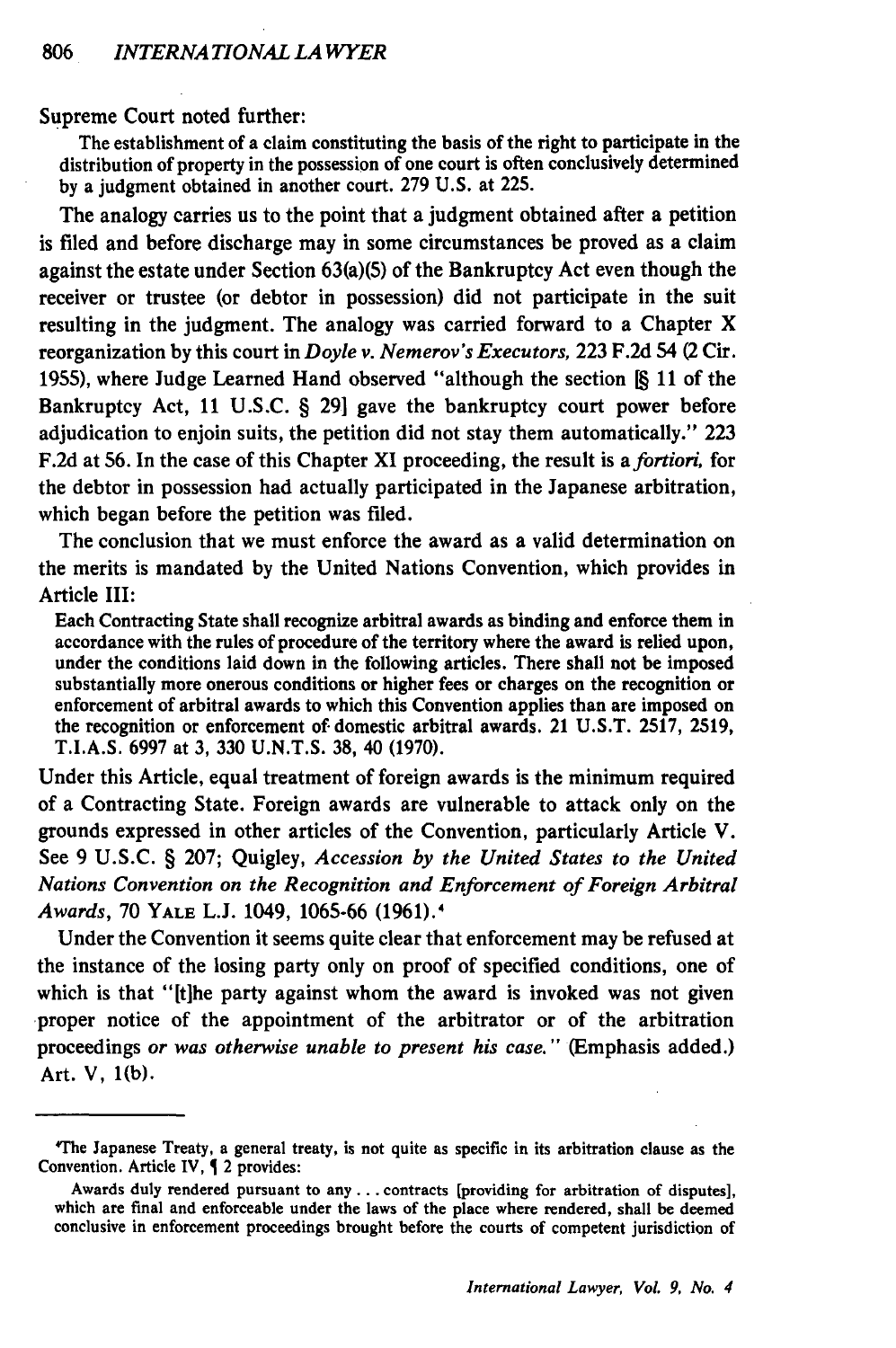Supreme Court noted further:

> The establishment of a claim constituting the basis of the right to participate in the distribution of property in the possession of one court is often conclusively determined by a judgment obtained in another court. 279 U.S. at 225.

The analogy carries us to the point that a judgment obtained after a petition is filed and before discharge may in some circumstances be proved as a claim against the estate under Section 63(a)(5) of the Bankruptcy Act even though the receiver or trustee (or debtor in possession) did not participate in the suit resulting in the judgment. The analogy was carried forward to a Chapter X reorganization by this court in *Doyle v. Nemerov's Executors,* 223 F.2d 54 (2 Cir. 1955), where Judge Learned Hand observed "although the section [§ 11 of the Bankruptcy Act, 11 U.S.C. § 29] gave the bankruptcy court power before adjudication to enjoin suits, the petition did not stay them automatically." 223 F.2d at 56. In the case of this Chapter XI proceeding, the result is *a fortiori,* for the debtor in possession had actually participated in the Japanese arbitration, which began before the petition was filed.

The conclusion that we must enforce the award as a valid determination on the merits is mandated by the United Nations Convention, which provides in Article III:

> Each Contracting State shall recognize arbitral awards as binding and enforce them in accordance with the rules of procedure of the territory where the award is relied upon, under the conditions laid down in the following articles. There shall not be imposed substantially more onerous conditions or higher fees or charges on the recognition or enforcement of arbitral awards to which this Convention applies than are imposed on the recognition or enforcement of domestic arbitral awards. 21 U.S.T. 2517, 2519, T.I.A.S. 6997 at 3, 330 U.N.T.S. 38, 40 (1970).

Under this Article, equal treatment of foreign awards is the minimum required of a Contracting State. Foreign awards are vulnerable to attack only on the grounds expressed in other articles of the Convention, particularly Article V. See 9 U.S.C. § 207; Quigley, *Accession by the United States to the United Nations Convention on the Recognition and Enforcement of Foreign Arbitral Awards,* 70 YALE L.J. 1049, 1065-66 (1961).[4]

Under the Convention it seems quite clear that enforcement may be refused at the instance of the losing party only on proof of specified conditions, one of which is that "[t]he party against whom the award is invoked was not given proper notice of the appointment of the arbitrator or of the arbitration proceedings *or was otherwise unable to present his case.*" (Emphasis added.) Art. V, 1(b).

---

[4]The Japanese Treaty, a general treaty, is not quite as specific in its arbitration clause as the Convention. Article IV, ¶ 2 provides:

> Awards duly rendered pursuant to any . . . contracts [providing for arbitration of disputes], which are final and enforceable under the laws of the place where rendered, shall be deemed conclusive in enforcement proceedings brought before the courts of competent jurisdiction of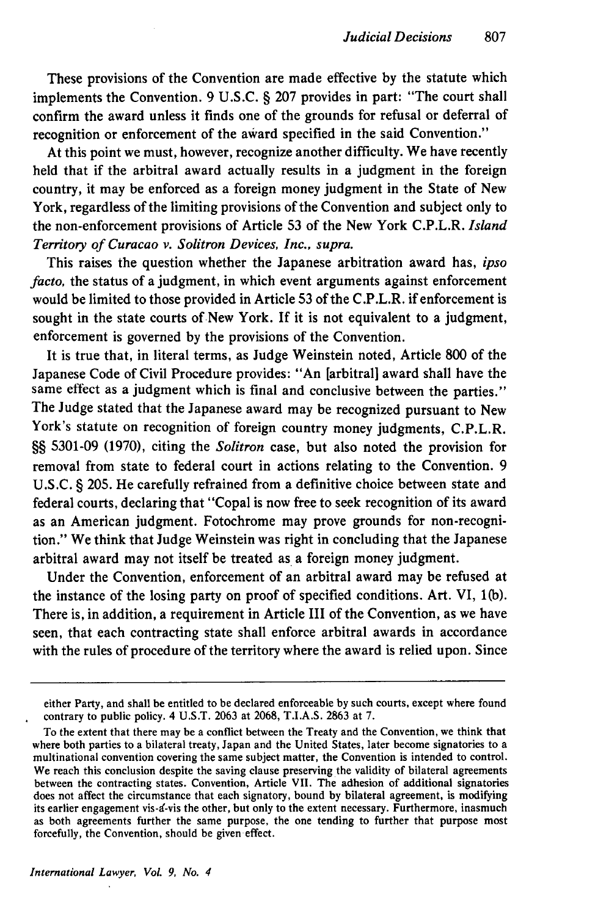These provisions of the Convention are made effective by the statute which implements the Convention. 9 U.S.C. § 207 provides in part: "The court shall confirm the award unless it finds one of the grounds for refusal or deferral of recognition or enforcement of the award specified in the said Convention."

At this point we must, however, recognize another difficulty. We have recently held that if the arbitral award actually results in a judgment in the foreign country, it may be enforced as a foreign money judgment in the State of New York, regardless of the limiting provisions of the Convention and subject only to the non-enforcement provisions of Article 53 of the New York C.P.L.R. *Island Territory of Curacao v. Solitron Devices, Inc., supra.*

This raises the question whether the Japanese arbitration award has, *ipso facto,* the status of a judgment, in which event arguments against enforcement would be limited to those provided in Article 53 of the C.P.L.R. if enforcement is sought in the state courts of New York. If it is not equivalent to a judgment, enforcement is governed by the provisions of the Convention.

It is true that, in literal terms, as Judge Weinstein noted, Article 800 of the Japanese Code of Civil Procedure provides: "An [arbitral] award shall have the same effect as a judgment which is final and conclusive between the parties." The Judge stated that the Japanese award may be recognized pursuant to New York's statute on recognition of foreign country money judgments, C.P.L.R. §§ 5301-09 (1970), citing the *Solitron* case, but also noted the provision for removal from state to federal court in actions relating to the Convention. 9 U.S.C. § 205. He carefully refrained from a definitive choice between state and federal courts, declaring that "Copal is now free to seek recognition of its award as an American judgment. Fotochrome may prove grounds for non-recognition." We think that Judge Weinstein was right in concluding that the Japanese arbitral award may not itself be treated as a foreign money judgment.

Under the Convention, enforcement of an arbitral award may be refused at the instance of the losing party on proof of specified conditions. Art. VI, 1(b). There is, in addition, a requirement in Article III of the Convention, as we have seen, that each contracting state shall enforce arbitral awards in accordance with the rules of procedure of the territory where the award is relied upon. Since

---

either Party, and shall be entitled to be declared enforceable by such courts, except where found contrary to public policy. 4 U.S.T. 2063 at 2068, T.I.A.S. 2863 at 7.

To the extent that there may be a conflict between the Treaty and the Convention, we think that where both parties to a bilateral treaty, Japan and the United States, later become signatories to a multinational convention covering the same subject matter, the Convention is intended to control. We reach this conclusion despite the saving clause preserving the validity of bilateral agreements between the contracting states. Convention, Article VII. The adhesion of additional signatories does not affect the circumstance that each signatory, bound by bilateral agreement, is modifying its earlier engagement vis-á-vis the other, but only to the extent necessary. Furthermore, inasmuch as both agreements further the same purpose, the one tending to further that purpose most forcefully, the Convention, should be given effect.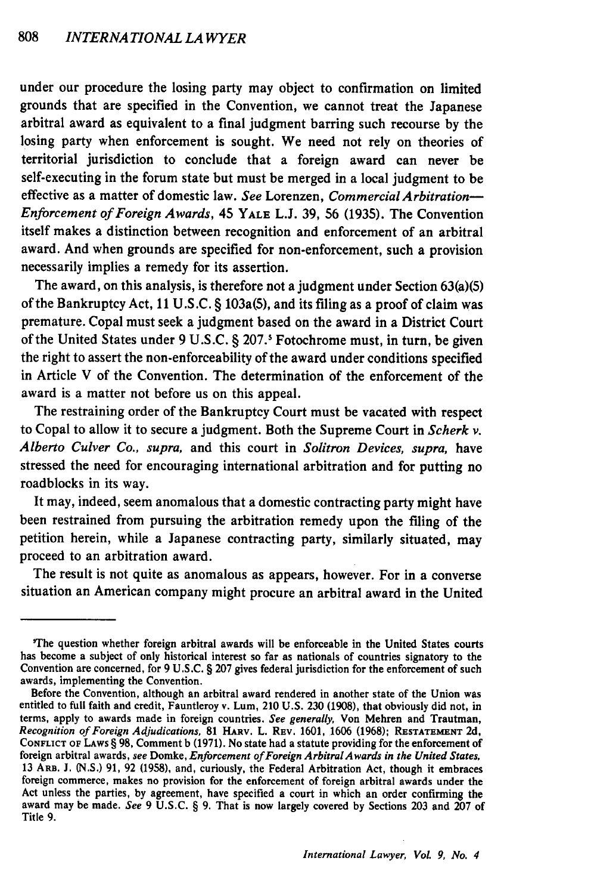under our procedure the losing party may object to confirmation on limited grounds that are specified in the Convention, we cannot treat the Japanese arbitral award as equivalent to a final judgment barring such recourse by the losing party when enforcement is sought. We need not rely on theories of territorial jurisdiction to conclude that a foreign award can never be self-executing in the forum state but must be merged in a local judgment to be effective as a matter of domestic law. *See* Lorenzen, *Commercial Arbitration—Enforcement of Foreign Awards*, 45 YALE L.J. 39, 56 (1935). The Convention itself makes a distinction between recognition and enforcement of an arbitral award. And when grounds are specified for non-enforcement, such a provision necessarily implies a remedy for its assertion.

The award, on this analysis, is therefore not a judgment under Section 63(a)(5) of the Bankruptcy Act, 11 U.S.C. § 103a(5), and its filing as a proof of claim was premature. Copal must seek a judgment based on the award in a District Court of the United States under 9 U.S.C. § 207.[5] Fotochrome must, in turn, be given the right to assert the non-enforceability of the award under conditions specified in Article V of the Convention. The determination of the enforcement of the award is a matter not before us on this appeal.

The restraining order of the Bankruptcy Court must be vacated with respect to Copal to allow it to secure a judgment. Both the Supreme Court in *Scherk v. Alberto Culver Co., supra,* and this court in *Solitron Devices, supra,* have stressed the need for encouraging international arbitration and for putting no roadblocks in its way.

It may, indeed, seem anomalous that a domestic contracting party might have been restrained from pursuing the arbitration remedy upon the filing of the petition herein, while a Japanese contracting party, similarly situated, may proceed to an arbitration award.

The result is not quite as anomalous as appears, however. For in a converse situation an American company might procure an arbitral award in the United

---

[5]The question whether foreign arbitral awards will be enforceable in the United States courts has become a subject of only historical interest so far as nationals of countries signatory to the Convention are concerned, for 9 U.S.C. § 207 gives federal jurisdiction for the enforcement of such awards, implementing the Convention.

Before the Convention, although an arbitral award rendered in another state of the Union was entitled to full faith and credit, Fauntleroy v. Lum, 210 U.S. 230 (1908), that obviously did not, in terms, apply to awards made in foreign countries. *See generally,* Von Mehren and Trautman, *Recognition of Foreign Adjudications,* 81 HARV. L. REV. 1601, 1606 (1968); RESTATEMENT 2d, CONFLICT OF LAWS § 98, Comment b (1971). No state had a statute providing for the enforcement of foreign arbitral awards, *see* Domke, *Enforcement of Foreign Arbitral Awards in the United States,* 13 ARB. J. (N.S.) 91, 92 (1958), and, curiously, the Federal Arbitration Act, though it embraces foreign commerce, makes no provision for the enforcement of foreign arbitral awards under the Act unless the parties, by agreement, have specified a court in which an order confirming the award may be made. *See* 9 U.S.C. § 9. That is now largely covered by Sections 203 and 207 of Title 9.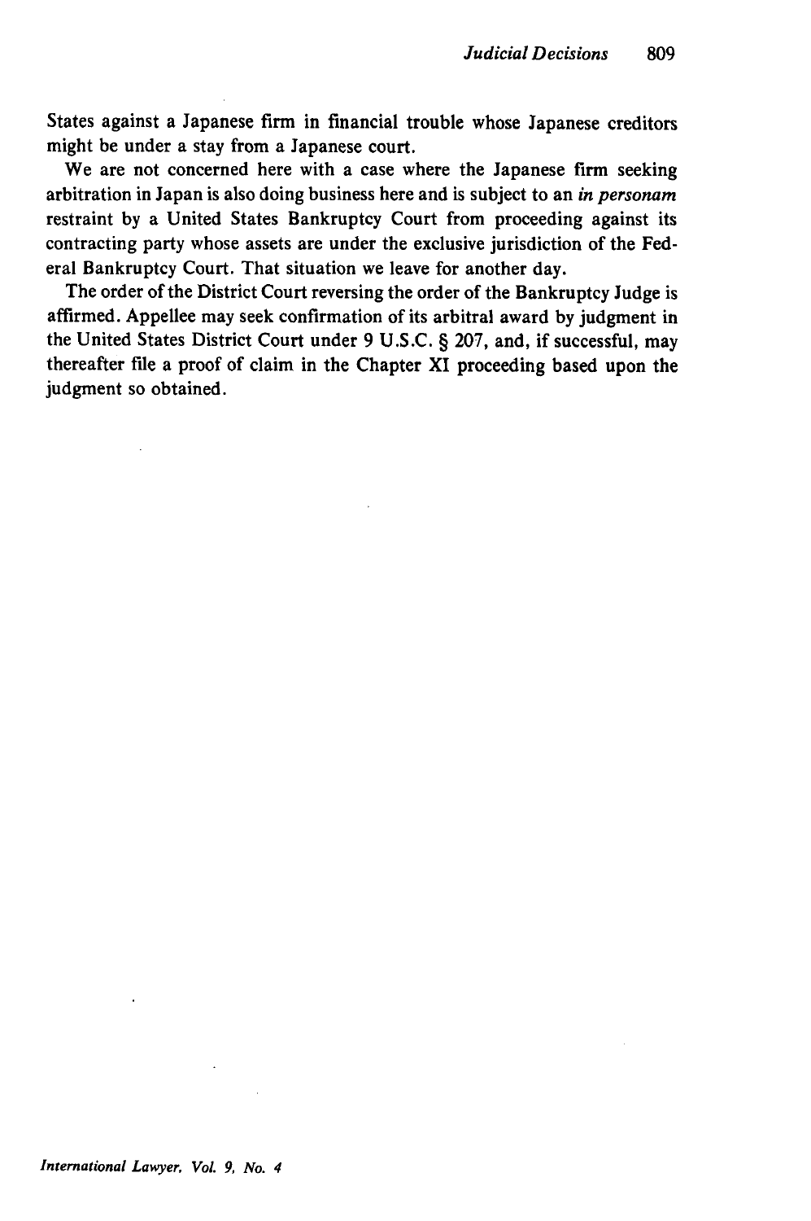States against a Japanese firm in financial trouble whose Japanese creditors might be under a stay from a Japanese court.

We are not concerned here with a case where the Japanese firm seeking arbitration in Japan is also doing business here and is subject to an *in personam* restraint by a United States Bankruptcy Court from proceeding against its contracting party whose assets are under the exclusive jurisdiction of the Federal Bankruptcy Court. That situation we leave for another day.

The order of the District Court reversing the order of the Bankruptcy Judge is affirmed. Appellee may seek confirmation of its arbitral award by judgment in the United States District Court under 9 U.S.C. § 207, and, if successful, may thereafter file a proof of claim in the Chapter XI proceeding based upon the judgment so obtained.